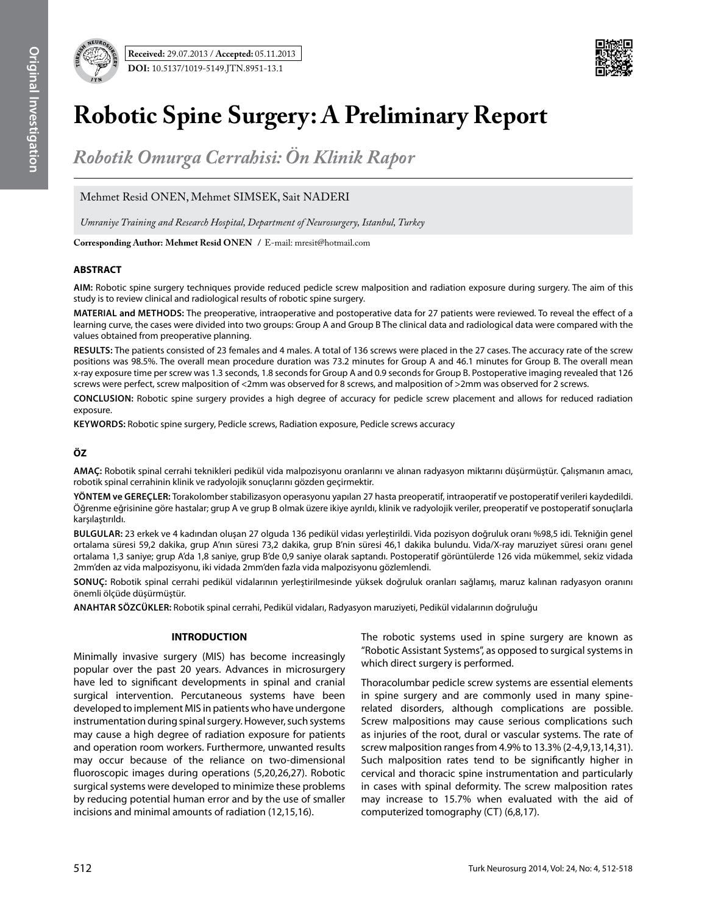**Received:** 29.07.2013 / **Accepted:** 05.11.2013

**DOI:** 10.5137/1019-5149.JTN.8951-13.1

# Robotic Spine Surgery: A Preliminary Report

## *Robotik Omurga Cerrahisi: Ön Klinik Rapor*

Mehmet Resid ONEN, Mehmet SIMSEK, Sait NADERI

*Umraniye Training and Research Hospital, Department of Neurosurgery, Istanbul, Turkey*

**Corresponding Author: Mehmet Resid ONEN** / E-mail: mresit@hotmail.com

### ABSTRACT

**AIM:** Robotic spine surgery techniques provide reduced pedicle screw malposition and radiation exposure during surgery. The aim of this study is to review clinical and radiological results of robotic spine surgery.

**MATERIAL and METHODS:** The preoperative, intraoperative and postoperative data for 27 patients were reviewed. To reveal the effect of a learning curve, the cases were divided into two groups: Group A and Group B The clinical data and radiological data were compared with the values obtained from preoperative planning.

**RESULTS:** The patients consisted of 23 females and 4 males. A total of 136 screws were placed in the 27 cases. The accuracy rate of the screw positions was 98.5%. The overall mean procedure duration was 73.2 minutes for Group A and 46.1 minutes for Group B. The overall mean x-ray exposure time per screw was 1.3 seconds, 1.8 seconds for Group A and 0.9 seconds for Group B. Postoperative imaging revealed that 126 screws were perfect, screw malposition of <2mm was observed for 8 screws, and malposition of >2mm was observed for 2 screws.

**CONCLUSION:** Robotic spine surgery provides a high degree of accuracy for pedicle screw placement and allows for reduced radiation exposure.

**KEYWORDS:** Robotic spine surgery, Pedicle screws, Radiation exposure, Pedicle screws accuracy

### ÖZ

**AMAÇ:** Robotik spinal cerrahi teknikleri pedikül vida malpozisyonu oranlarını ve alınan radyasyon miktarını düşürmüştür. Çalışmanın amacı, robotik spinal cerrahinin klinik ve radyolojik sonuçlarını gözden geçirmektir.

**YÖNTEM ve GEREÇLER:** Torakolomber stabilizasyon operasyonu yapılan 27 hasta preoperatif, intraoperatif ve postoperatif verileri kaydedildi. Öğrenme eğrisinine göre hastalar; grup A ve grup B olmak üzere ikiye ayrıldı, klinik ve radyolojik veriler, preoperatif ve postoperatif sonuçlarla karşılaştırıldı.

**BULGULAR:** 23 erkek ve 4 kadından oluşan 27 olguda 136 pedikül vidası yerleştirildi. Vida pozisyon doğruluk oranı %98,5 idi. Tekniğin genel ortalama süresi 59,2 dakika, grup A'nın süresi 73,2 dakika, grup B'nin süresi 46,1 dakika bulundu. Vida/X-ray maruziyet süresi oranı genel ortalama 1,3 saniye; grup A'da 1,8 saniye, grup B'de 0,9 saniye olarak saptandı. Postoperatif görüntülerde 126 vida mükemmel, sekiz vidada 2mm'den az vida malpozisyonu, iki vidada 2mm'den fazla vida malpozisyonu gözlemlendi.

**SONUÇ:** Robotik spinal cerrahi pedikül vidalarının yerleştirilmesinde yüksek doğruluk oranları sağlamış, maruz kalınan radyasyon oranını önemli ölçüde düşürmüştür.

**ANAHTAR SÖZCÜKLER:** Robotik spinal cerrahi, Pedikül vidaları, Radyasyon maruziyeti, Pedikül vidalarının doğruluğu

### INTRODUCTION

Minimally invasive surgery (MIS) has become increasingly popular over the past 20 years. Advances in microsurgery have led to significant developments in spinal and cranial surgical intervention. Percutaneous systems have been developed to implement MIS in patients who have undergone instrumentation during spinal surgery. However, such systems may cause a high degree of radiation exposure for patients and operation room workers. Furthermore, unwanted results may occur because of the reliance on two-dimensional fluoroscopic images during operations (5,20,26,27). Robotic surgical systems were developed to minimize these problems by reducing potential human error and by the use of smaller incisions and minimal amounts of radiation (12,15,16).

The robotic systems used in spine surgery are known as "Robotic Assistant Systems", as opposed to surgical systems in which direct surgery is performed.

Thoracolumbar pedicle screw systems are essential elements in spine surgery and are commonly used in many spine-related disorders, although complications are possible. Screw malpositions may cause serious complications such as injuries of the root, dural or vascular systems. The rate of screw malposition ranges from 4.9% to 13.3% (2-4,9,13,14,31). Such malposition rates tend to be significantly higher in cervical and thoracic spine instrumentation and particularly in cases with spinal deformity. The screw malposition rates may increase to 15.7% when evaluated with the aid of computerized tomography (CT) (6,8,17).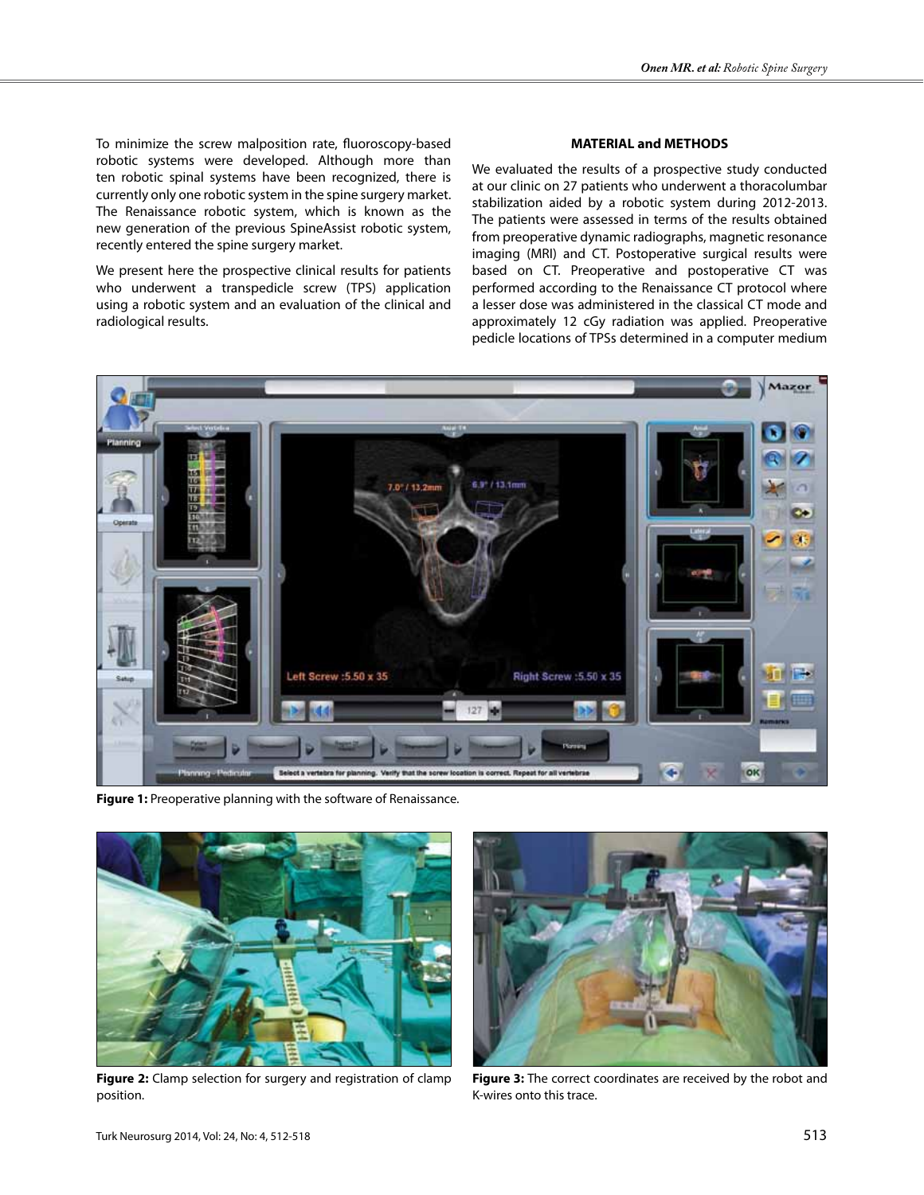To minimize the screw malposition rate, fluoroscopy-based robotic systems were developed. Although more than ten robotic spinal systems have been recognized, there is currently only one robotic system in the spine surgery market. The Renaissance robotic system, which is known as the new generation of the previous SpineAssist robotic system, recently entered the spine surgery market.

We present here the prospective clinical results for patients who underwent a transpedicle screw (TPS) application using a robotic system and an evaluation of the clinical and radiological results.

## MATERIAL and METHODS

We evaluated the results of a prospective study conducted at our clinic on 27 patients who underwent a thoracolumbar stabilization aided by a robotic system during 2012-2013. The patients were assessed in terms of the results obtained from preoperative dynamic radiographs, magnetic resonance imaging (MRI) and CT. Postoperative surgical results were based on CT. Preoperative and postoperative CT was performed according to the Renaissance CT protocol where a lesser dose was administered in the classical CT mode and approximately 12 cGy radiation was applied. Preoperative pedicle locations of TPSs determined in a computer medium

**Figure 1:** Preoperative planning with the software of Renaissance.

**Figure 2:** Clamp selection for surgery and registration of clamp position.

**Figure 3:** The correct coordinates are received by the robot and K-wires onto this trace.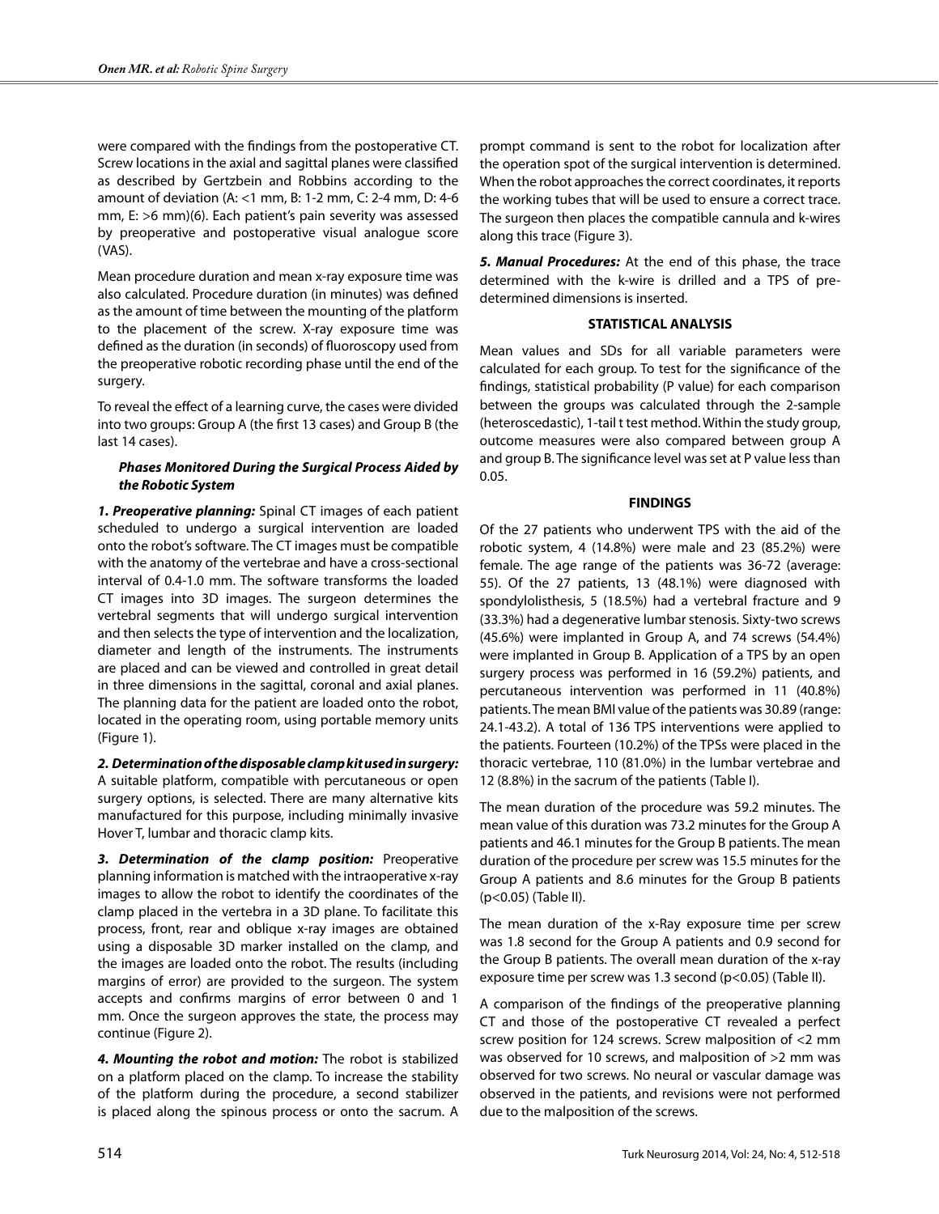were compared with the findings from the postoperative CT. Screw locations in the axial and sagittal planes were classified as described by Gertzbein and Robbins according to the amount of deviation (A: <1 mm, B: 1-2 mm, C: 2-4 mm, D: 4-6 mm, E: >6 mm)(6). Each patient's pain severity was assessed by preoperative and postoperative visual analogue score (VAS).

Mean procedure duration and mean x-ray exposure time was also calculated. Procedure duration (in minutes) was defined as the amount of time between the mounting of the platform to the placement of the screw. X-ray exposure time was defined as the duration (in seconds) of fluoroscopy used from the preoperative robotic recording phase until the end of the surgery.

To reveal the effect of a learning curve, the cases were divided into two groups: Group A (the first 13 cases) and Group B (the last 14 cases).

### *Phases Monitored During the Surgical Process Aided by the Robotic System*

***1. Preoperative planning:*** Spinal CT images of each patient scheduled to undergo a surgical intervention are loaded onto the robot's software. The CT images must be compatible with the anatomy of the vertebrae and have a cross-sectional interval of 0.4-1.0 mm. The software transforms the loaded CT images into 3D images. The surgeon determines the vertebral segments that will undergo surgical intervention and then selects the type of intervention and the localization, diameter and length of the instruments. The instruments are placed and can be viewed and controlled in great detail in three dimensions in the sagittal, coronal and axial planes. The planning data for the patient are loaded onto the robot, located in the operating room, using portable memory units (Figure 1).

***2. Determination of the disposable clamp kit used in surgery:*** A suitable platform, compatible with percutaneous or open surgery options, is selected. There are many alternative kits manufactured for this purpose, including minimally invasive Hover T, lumbar and thoracic clamp kits.

***3. Determination of the clamp position:*** Preoperative planning information is matched with the intraoperative x-ray images to allow the robot to identify the coordinates of the clamp placed in the vertebra in a 3D plane. To facilitate this process, front, rear and oblique x-ray images are obtained using a disposable 3D marker installed on the clamp, and the images are loaded onto the robot. The results (including margins of error) are provided to the surgeon. The system accepts and confirms margins of error between 0 and 1 mm. Once the surgeon approves the state, the process may continue (Figure 2).

***4. Mounting the robot and motion:*** The robot is stabilized on a platform placed on the clamp. To increase the stability of the platform during the procedure, a second stabilizer is placed along the spinous process or onto the sacrum. A prompt command is sent to the robot for localization after the operation spot of the surgical intervention is determined. When the robot approaches the correct coordinates, it reports the working tubes that will be used to ensure a correct trace. The surgeon then places the compatible cannula and k-wires along this trace (Figure 3).

***5. Manual Procedures:*** At the end of this phase, the trace determined with the k-wire is drilled and a TPS of pre-determined dimensions is inserted.

## STATISTICAL ANALYSIS

Mean values and SDs for all variable parameters were calculated for each group. To test for the significance of the findings, statistical probability (P value) for each comparison between the groups was calculated through the 2-sample (heteroscedastic), 1-tail t test method. Within the study group, outcome measures were also compared between group A and group B. The significance level was set at P value less than 0.05.

## FINDINGS

Of the 27 patients who underwent TPS with the aid of the robotic system, 4 (14.8%) were male and 23 (85.2%) were female. The age range of the patients was 36-72 (average: 55). Of the 27 patients, 13 (48.1%) were diagnosed with spondylolisthesis, 5 (18.5%) had a vertebral fracture and 9 (33.3%) had a degenerative lumbar stenosis. Sixty-two screws (45.6%) were implanted in Group A, and 74 screws (54.4%) were implanted in Group B. Application of a TPS by an open surgery process was performed in 16 (59.2%) patients, and percutaneous intervention was performed in 11 (40.8%) patients. The mean BMI value of the patients was 30.89 (range: 24.1-43.2). A total of 136 TPS interventions were applied to the patients. Fourteen (10.2%) of the TPSs were placed in the thoracic vertebrae, 110 (81.0%) in the lumbar vertebrae and 12 (8.8%) in the sacrum of the patients (Table I).

The mean duration of the procedure was 59.2 minutes. The mean value of this duration was 73.2 minutes for the Group A patients and 46.1 minutes for the Group B patients. The mean duration of the procedure per screw was 15.5 minutes for the Group A patients and 8.6 minutes for the Group B patients ($p<0.05$) (Table II).

The mean duration of the x-Ray exposure time per screw was 1.8 second for the Group A patients and 0.9 second for the Group B patients. The overall mean duration of the x-ray exposure time per screw was 1.3 second ($p<0.05$) (Table II).

A comparison of the findings of the preoperative planning CT and those of the postoperative CT revealed a perfect screw position for 124 screws. Screw malposition of <2 mm was observed for 10 screws, and malposition of >2 mm was observed for two screws. No neural or vascular damage was observed in the patients, and revisions were not performed due to the malposition of the screws.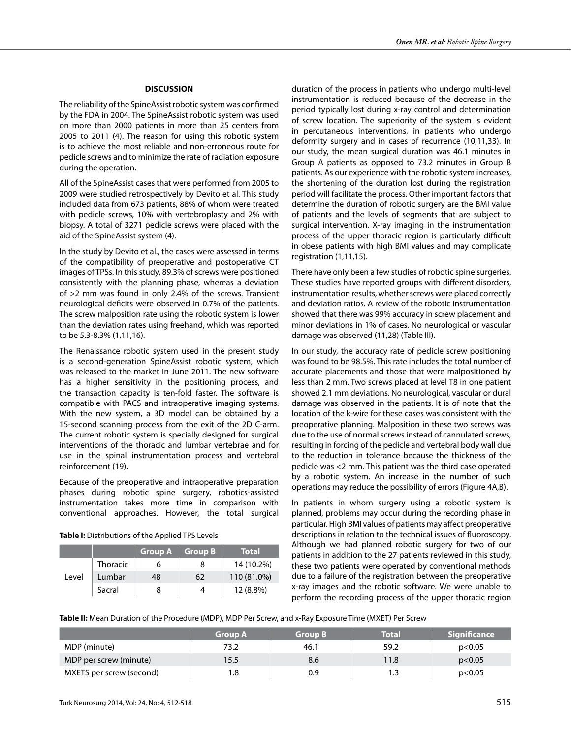## DISCUSSION

The reliability of the SpineAssist robotic system was confirmed by the FDA in 2004. The SpineAssist robotic system was used on more than 2000 patients in more than 25 centers from 2005 to 2011 (4). The reason for using this robotic system is to achieve the most reliable and non-erroneous route for pedicle screws and to minimize the rate of radiation exposure during the operation.

All of the SpineAssist cases that were performed from 2005 to 2009 were studied retrospectively by Devito et al. This study included data from 673 patients, 88% of whom were treated with pedicle screws, 10% with vertebroplasty and 2% with biopsy. A total of 3271 pedicle screws were placed with the aid of the SpineAssist system (4).

In the study by Devito et al., the cases were assessed in terms of the compatibility of preoperative and postoperative CT images of TPSs. In this study, 89.3% of screws were positioned consistently with the planning phase, whereas a deviation of >2 mm was found in only 2.4% of the screws. Transient neurological deficits were observed in 0.7% of the patients. The screw malposition rate using the robotic system is lower than the deviation rates using freehand, which was reported to be 5.3-8.3% (1,11,16).

The Renaissance robotic system used in the present study is a second-generation SpineAssist robotic system, which was released to the market in June 2011. The new software has a higher sensitivity in the positioning process, and the transaction capacity is ten-fold faster. The software is compatible with PACS and intraoperative imaging systems. With the new system, a 3D model can be obtained by a 15-second scanning process from the exit of the 2D C-arm. The current robotic system is specially designed for surgical interventions of the thoracic and lumbar vertebrae and for use in the spinal instrumentation process and vertebral reinforcement (19)**.**

Because of the preoperative and intraoperative preparation phases during robotic spine surgery, robotics-assisted instrumentation takes more time in comparison with conventional approaches. However, the total surgical duration of the process in patients who undergo multi-level instrumentation is reduced because of the decrease in the period typically lost during x-ray control and determination of screw location. The superiority of the system is evident in percutaneous interventions, in patients who undergo deformity surgery and in cases of recurrence (10,11,33). In our study, the mean surgical duration was 46.1 minutes in Group A patients as opposed to 73.2 minutes in Group B patients. As our experience with the robotic system increases, the shortening of the duration lost during the registration period will facilitate the process. Other important factors that determine the duration of robotic surgery are the BMI value of patients and the levels of segments that are subject to surgical intervention. X-ray imaging in the instrumentation process of the upper thoracic region is particularly difficult in obese patients with high BMI values and may complicate registration (1,11,15).

There have only been a few studies of robotic spine surgeries. These studies have reported groups with different disorders, instrumentation results, whether screws were placed correctly and deviation ratios. A review of the robotic instrumentation showed that there was 99% accuracy in screw placement and minor deviations in 1% of cases. No neurological or vascular damage was observed (11,28) (Table III).

In our study, the accuracy rate of pedicle screw positioning was found to be 98.5%. This rate includes the total number of accurate placements and those that were malpositioned by less than 2 mm. Two screws placed at level T8 in one patient showed 2.1 mm deviations. No neurological, vascular or dural damage was observed in the patients. It is of note that the location of the k-wire for these cases was consistent with the preoperative planning. Malposition in these two screws was due to the use of normal screws instead of cannulated screws, resulting in forcing of the pedicle and vertebral body wall due to the reduction in tolerance because the thickness of the pedicle was <2 mm. This patient was the third case operated by a robotic system. An increase in the number of such operations may reduce the possibility of errors (Figure 4A,B).

In patients in whom surgery using a robotic system is planned, problems may occur during the recording phase in particular. High BMI values of patients may affect preoperative descriptions in relation to the technical issues of fluoroscopy. Although we had planned robotic surgery for two of our patients in addition to the 27 patients reviewed in this study, these two patients were operated by conventional methods due to a failure of the registration between the preoperative x-ray images and the robotic software. We were unable to perform the recording process of the upper thoracic region

**Table I:** Distributions of the Applied TPS Levels

| | | Group A | Group B | Total |
|---|---|---|---|---|
| Level | Thoracic | 6 | 8 | 14 (10.2%) |
| | Lumbar | 48 | 62 | 110 (81.0%) |
| | Sacral | 8 | 4 | 12 (8.8%) |

**Table II:** Mean Duration of the Procedure (MDP), MDP Per Screw, and x-Ray Exposure Time (MXET) Per Screw

| | Group A | Group B | Total | Significance |
|---|---|---|---|---|
| MDP (minute) | 73.2 | 46.1 | 59.2 | p<0.05 |
| MDP per screw (minute) | 15.5 | 8.6 | 11.8 | p<0.05 |
| MXETS per screw (second) | 1.8 | 0.9 | 1.3 | p<0.05 |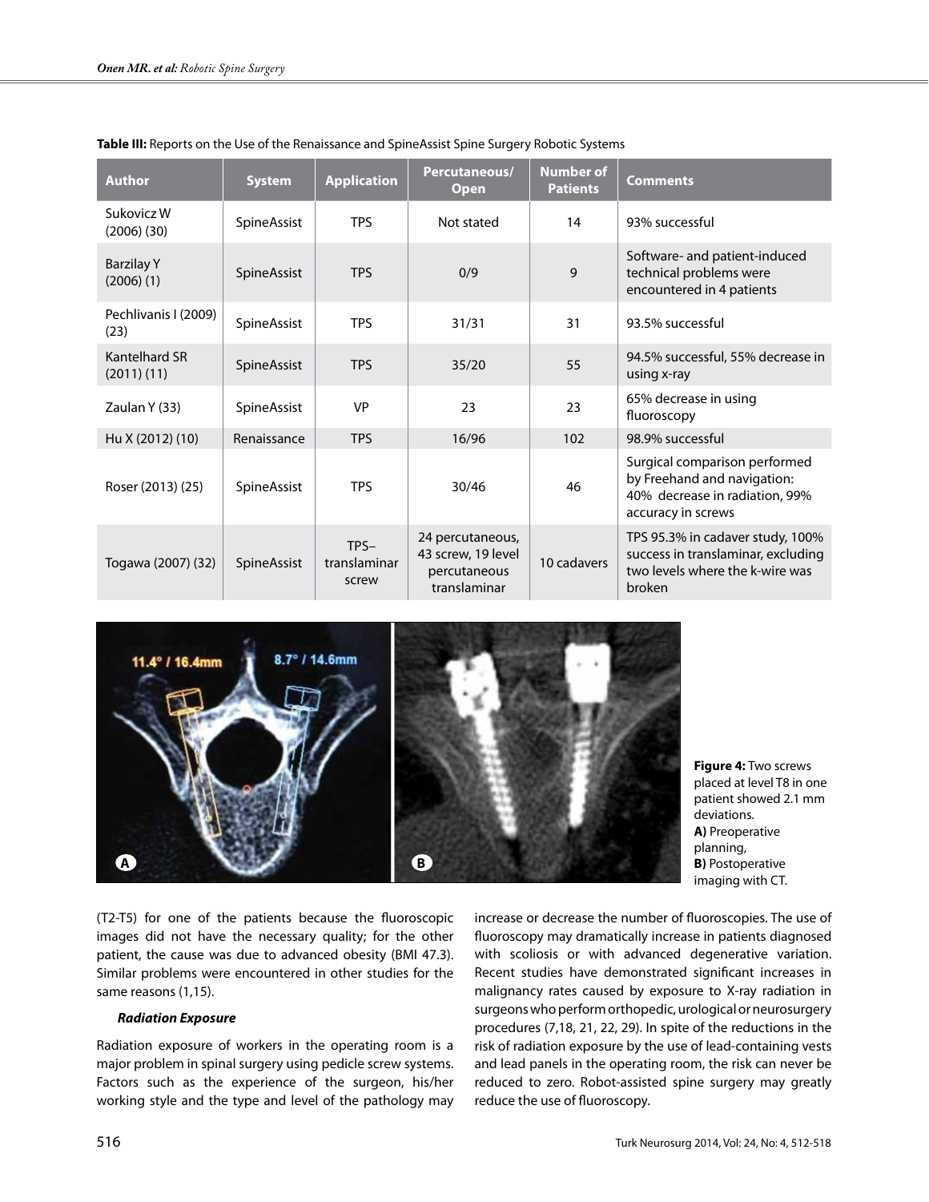**Table III:** Reports on the Use of the Renaissance and SpineAssist Spine Surgery Robotic Systems

| Author | System | Application | Percutaneous/ Open | Number of Patients | Comments |
|---|---|---|---|---|---|
| Sukovicz W (2006) (30) | SpineAssist | TPS | Not stated | 14 | 93% successful |
| Barzilay Y (2006) (1) | SpineAssist | TPS | 0/9 | 9 | Software- and patient-induced technical problems were encountered in 4 patients |
| Pechlivanis I (2009) (23) | SpineAssist | TPS | 31/31 | 31 | 93.5% successful |
| Kantelhard SR (2011) (11) | SpineAssist | TPS | 35/20 | 55 | 94.5% successful, 55% decrease in using x-ray |
| Zaulan Y (33) | SpineAssist | VP | 23 | 23 | 65% decrease in using fluoroscopy |
| Hu X (2012) (10) | Renaissance | TPS | 16/96 | 102 | 98.9% successful |
| Roser (2013) (25) | SpineAssist | TPS | 30/46 | 46 | Surgical comparison performed by Freehand and navigation: 40% decrease in radiation, 99% accuracy in screws |
| Togawa (2007) (32) | SpineAssist | TPS–translaminar screw | 24 percutaneous, 43 screw, 19 level percutaneous translaminar | 10 cadavers | TPS 95.3% in cadaver study, 100% success in translaminar, excluding two levels where the k-wire was broken |

**Figure 4:** Two screws placed at level T8 in one patient showed 2.1 mm deviations. **A)** Preoperative planning, **B)** Postoperative imaging with CT.

(T2-T5) for one of the patients because the fluoroscopic images did not have the necessary quality; for the other patient, the cause was due to advanced obesity (BMI 47.3). Similar problems were encountered in other studies for the same reasons (1,15).

#### *Radiation Exposure*

Radiation exposure of workers in the operating room is a major problem in spinal surgery using pedicle screw systems. Factors such as the experience of the surgeon, his/her working style and the type and level of the pathology may increase or decrease the number of fluoroscopies. The use of fluoroscopy may dramatically increase in patients diagnosed with scoliosis or with advanced degenerative variation. Recent studies have demonstrated significant increases in malignancy rates caused by exposure to X-ray radiation in surgeons who perform orthopedic, urological or neurosurgery procedures (7,18, 21, 22, 29). In spite of the reductions in the risk of radiation exposure by the use of lead-containing vests and lead panels in the operating room, the risk can never be reduced to zero. Robot-assisted spine surgery may greatly reduce the use of fluoroscopy.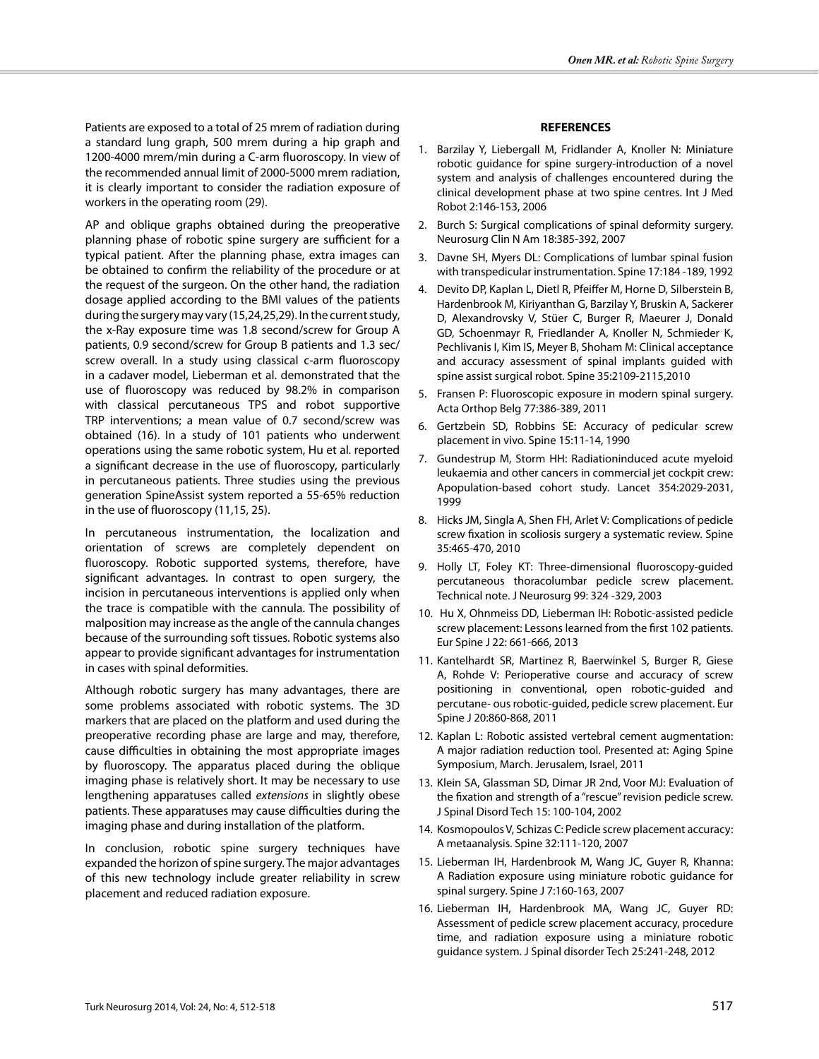Patients are exposed to a total of 25 mrem of radiation during a standard lung graph, 500 mrem during a hip graph and 1200-4000 mrem/min during a C-arm fluoroscopy. In view of the recommended annual limit of 2000-5000 mrem radiation, it is clearly important to consider the radiation exposure of workers in the operating room (29).

AP and oblique graphs obtained during the preoperative planning phase of robotic spine surgery are sufficient for a typical patient. After the planning phase, extra images can be obtained to confirm the reliability of the procedure or at the request of the surgeon. On the other hand, the radiation dosage applied according to the BMI values of the patients during the surgery may vary (15,24,25,29). In the current study, the x-Ray exposure time was 1.8 second/screw for Group A patients, 0.9 second/screw for Group B patients and 1.3 sec/screw overall. In a study using classical c-arm fluoroscopy in a cadaver model, Lieberman et al. demonstrated that the use of fluoroscopy was reduced by 98.2% in comparison with classical percutaneous TPS and robot supportive TRP interventions; a mean value of 0.7 second/screw was obtained (16). In a study of 101 patients who underwent operations using the same robotic system, Hu et al. reported a significant decrease in the use of fluoroscopy, particularly in percutaneous patients. Three studies using the previous generation SpineAssist system reported a 55-65% reduction in the use of fluoroscopy (11,15, 25).

In percutaneous instrumentation, the localization and orientation of screws are completely dependent on fluoroscopy. Robotic supported systems, therefore, have significant advantages. In contrast to open surgery, the incision in percutaneous interventions is applied only when the trace is compatible with the cannula. The possibility of malposition may increase as the angle of the cannula changes because of the surrounding soft tissues. Robotic systems also appear to provide significant advantages for instrumentation in cases with spinal deformities.

Although robotic surgery has many advantages, there are some problems associated with robotic systems. The 3D markers that are placed on the platform and used during the preoperative recording phase are large and may, therefore, cause difficulties in obtaining the most appropriate images by fluoroscopy. The apparatus placed during the oblique imaging phase is relatively short. It may be necessary to use lengthening apparatuses called *extensions* in slightly obese patients. These apparatuses may cause difficulties during the imaging phase and during installation of the platform.

In conclusion, robotic spine surgery techniques have expanded the horizon of spine surgery. The major advantages of this new technology include greater reliability in screw placement and reduced radiation exposure.

## REFERENCES

1. Barzilay Y, Liebergall M, Fridlander A, Knoller N: Miniature robotic guidance for spine surgery-introduction of a novel system and analysis of challenges encountered during the clinical development phase at two spine centres. Int J Med Robot 2:146-153, 2006
2. Burch S: Surgical complications of spinal deformity surgery. Neurosurg Clin N Am 18:385-392, 2007
3. Davne SH, Myers DL: Complications of lumbar spinal fusion with transpedicular instrumentation. Spine 17:184 -189, 1992
4. Devito DP, Kaplan L, Dietl R, Pfeiffer M, Horne D, Silberstein B, Hardenbrook M, Kiriyanthan G, Barzilay Y, Bruskin A, Sackerer D, Alexandrovsky V, Stüer C, Burger R, Maeurer J, Donald GD, Schoenmayr R, Friedlander A, Knoller N, Schmieder K, Pechlivanis I, Kim IS, Meyer B, Shoham M: Clinical acceptance and accuracy assessment of spinal implants guided with spine assist surgical robot. Spine 35:2109-2115,2010
5. Fransen P: Fluoroscopic exposure in modern spinal surgery. Acta Orthop Belg 77:386-389, 2011
6. Gertzbein SD, Robbins SE: Accuracy of pedicular screw placement in vivo. Spine 15:11-14, 1990
7. Gundestrup M, Storm HH: Radiationinduced acute myeloid leukaemia and other cancers in commercial jet cockpit crew: Apopulation-based cohort study. Lancet 354:2029-2031, 1999
8. Hicks JM, Singla A, Shen FH, Arlet V: Complications of pedicle screw fixation in scoliosis surgery a systematic review. Spine 35:465-470, 2010
9. Holly LT, Foley KT: Three-dimensional fluoroscopy-guided percutaneous thoracolumbar pedicle screw placement. Technical note. J Neurosurg 99: 324 -329, 2003
10. Hu X, Ohnmeiss DD, Lieberman IH: Robotic-assisted pedicle screw placement: Lessons learned from the first 102 patients. Eur Spine J 22: 661-666, 2013
11. Kantelhardt SR, Martinez R, Baerwinkel S, Burger R, Giese A, Rohde V: Perioperative course and accuracy of screw positioning in conventional, open robotic-guided and percutane- ous robotic-guided, pedicle screw placement. Eur Spine J 20:860-868, 2011
12. Kaplan L: Robotic assisted vertebral cement augmentation: A major radiation reduction tool. Presented at: Aging Spine Symposium, March. Jerusalem, Israel, 2011
13. Klein SA, Glassman SD, Dimar JR 2nd, Voor MJ: Evaluation of the fixation and strength of a "rescue" revision pedicle screw. J Spinal Disord Tech 15: 100-104, 2002
14. Kosmopoulos V, Schizas C: Pedicle screw placement accuracy: A metaanalysis. Spine 32:111-120, 2007
15. Lieberman IH, Hardenbrook M, Wang JC, Guyer R, Khanna: A Radiation exposure using miniature robotic guidance for spinal surgery. Spine J 7:160-163, 2007
16. Lieberman IH, Hardenbrook MA, Wang JC, Guyer RD: Assessment of pedicle screw placement accuracy, procedure time, and radiation exposure using a miniature robotic guidance system. J Spinal disorder Tech 25:241-248, 2012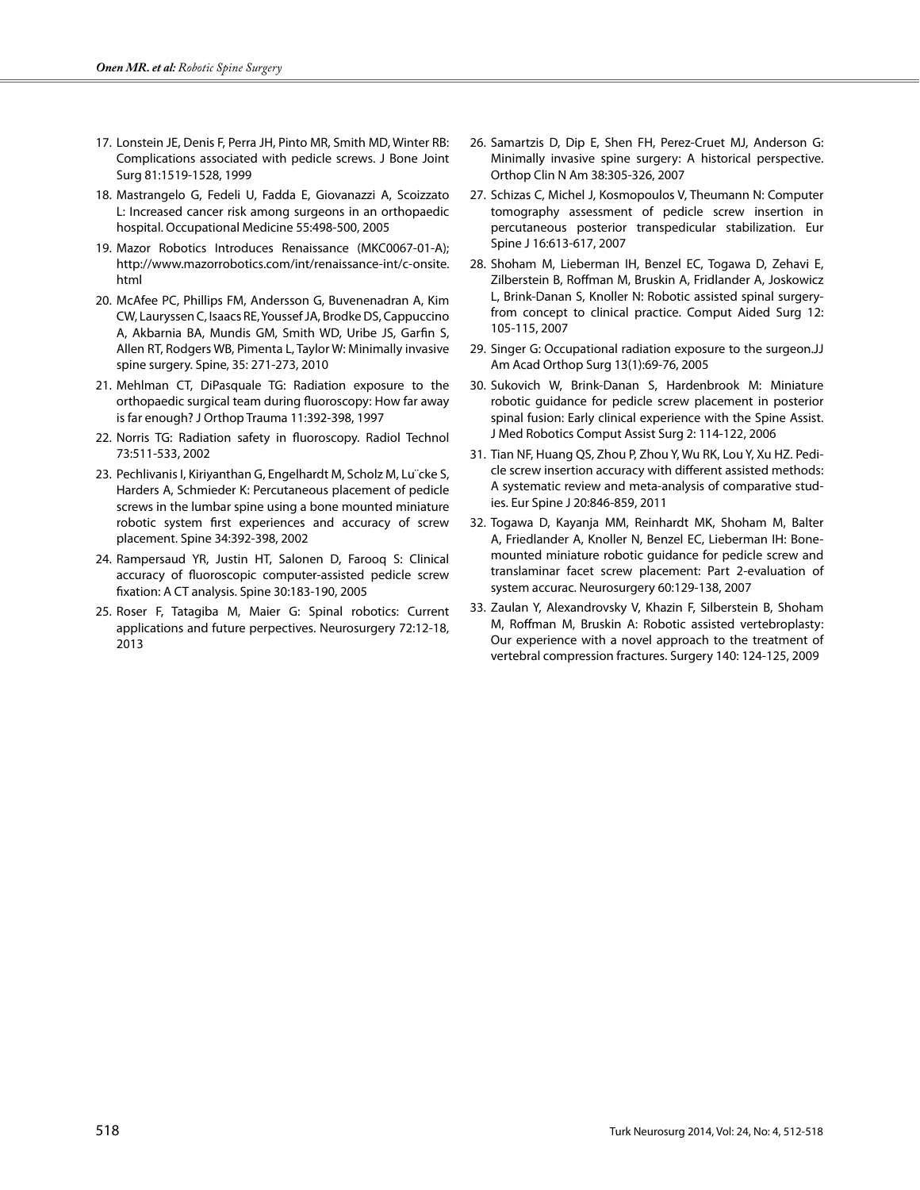17. Lonstein JE, Denis F, Perra JH, Pinto MR, Smith MD, Winter RB: Complications associated with pedicle screws. J Bone Joint Surg 81:1519-1528, 1999
18. Mastrangelo G, Fedeli U, Fadda E, Giovanazzi A, Scoizzato L: Increased cancer risk among surgeons in an orthopaedic hospital. Occupational Medicine 55:498-500, 2005
19. Mazor Robotics Introduces Renaissance (MKC0067-01-A); http://www.mazorrobotics.com/int/renaissance-int/c-onsite.html
20. McAfee PC, Phillips FM, Andersson G, Buvenenadran A, Kim CW, Lauryssen C, Isaacs RE, Youssef JA, Brodke DS, Cappuccino A, Akbarnia BA, Mundis GM, Smith WD, Uribe JS, Garfin S, Allen RT, Rodgers WB, Pimenta L, Taylor W: Minimally invasive spine surgery. Spine, 35: 271-273, 2010
21. Mehlman CT, DiPasquale TG: Radiation exposure to the orthopaedic surgical team during fluoroscopy: How far away is far enough? J Orthop Trauma 11:392-398, 1997
22. Norris TG: Radiation safety in fluoroscopy. Radiol Technol 73:511-533, 2002
23. Pechlivanis I, Kiriyanthan G, Engelhardt M, Scholz M, Lu¨cke S, Harders A, Schmieder K: Percutaneous placement of pedicle screws in the lumbar spine using a bone mounted miniature robotic system first experiences and accuracy of screw placement. Spine 34:392-398, 2002
24. Rampersaud YR, Justin HT, Salonen D, Farooq S: Clinical accuracy of fluoroscopic computer-assisted pedicle screw fixation: A CT analysis. Spine 30:183-190, 2005
25. Roser F, Tatagiba M, Maier G: Spinal robotics: Current applications and future perpectives. Neurosurgery 72:12-18, 2013
26. Samartzis D, Dip E, Shen FH, Perez-Cruet MJ, Anderson G: Minimally invasive spine surgery: A historical perspective. Orthop Clin N Am 38:305-326, 2007
27. Schizas C, Michel J, Kosmopoulos V, Theumann N: Computer tomography assessment of pedicle screw insertion in percutaneous posterior transpedicular stabilization. Eur Spine J 16:613-617, 2007
28. Shoham M, Lieberman IH, Benzel EC, Togawa D, Zehavi E, Zilberstein B, Roffman M, Bruskin A, Fridlander A, Joskowicz L, Brink-Danan S, Knoller N: Robotic assisted spinal surgery-from concept to clinical practice. Comput Aided Surg 12: 105-115, 2007
29. Singer G: Occupational radiation exposure to the surgeon.JJ Am Acad Orthop Surg 13(1):69-76, 2005
30. Sukovich W, Brink-Danan S, Hardenbrook M: Miniature robotic guidance for pedicle screw placement in posterior spinal fusion: Early clinical experience with the Spine Assist. J Med Robotics Comput Assist Surg 2: 114-122, 2006
31. Tian NF, Huang QS, Zhou P, Zhou Y, Wu RK, Lou Y, Xu HZ. Pedicle screw insertion accuracy with different assisted methods: A systematic review and meta-analysis of comparative studies. Eur Spine J 20:846-859, 2011
32. Togawa D, Kayanja MM, Reinhardt MK, Shoham M, Balter A, Friedlander A, Knoller N, Benzel EC, Lieberman IH: Bone-mounted miniature robotic guidance for pedicle screw and translaminar facet screw placement: Part 2-evaluation of system accurac. Neurosurgery 60:129-138, 2007
33. Zaulan Y, Alexandrovsky V, Khazin F, Silberstein B, Shoham M, Roffman M, Bruskin A: Robotic assisted vertebroplasty: Our experience with a novel approach to the treatment of vertebral compression fractures. Surgery 140: 124-125, 2009